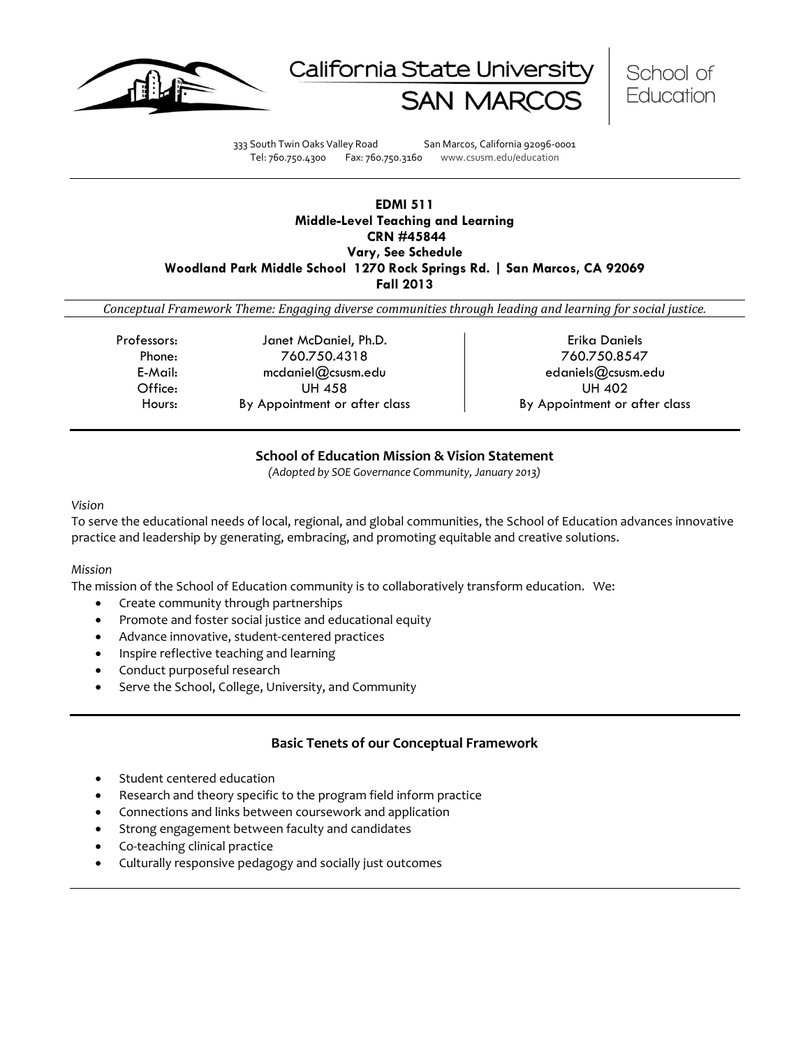California State University SAN MARCOS | School of Education

333 South Twin Oaks Valley Road San Marcos, California 92096-0001
Tel: 760.750.4300 Fax: 760.750.3160 www.csusm.edu/education

---

**EDMI 511**
**Middle-Level Teaching and Learning**
**CRN #45844**
**Vary, See Schedule**
**Woodland Park Middle School 1270 Rock Springs Rd. | San Marcos, CA 92069**
**Fall 2013**

*Conceptual Framework Theme: Engaging diverse communities through leading and learning for social justice.*

| | | |
|---|---|---|
| Professors: | Janet McDaniel, Ph.D. | Erika Daniels |
| Phone: | 760.750.4318 | 760.750.8547 |
| E-Mail: | mcdaniel@csusm.edu | edaniels@csusm.edu |
| Office: | UH 458 | UH 402 |
| Hours: | By Appointment or after class | By Appointment or after class |

## School of Education Mission & Vision Statement

*(Adopted by SOE Governance Community, January 2013)*

*Vision*

To serve the educational needs of local, regional, and global communities, the School of Education advances innovative practice and leadership by generating, embracing, and promoting equitable and creative solutions.

*Mission*

The mission of the School of Education community is to collaboratively transform education. We:

- Create community through partnerships
- Promote and foster social justice and educational equity
- Advance innovative, student-centered practices
- Inspire reflective teaching and learning
- Conduct purposeful research
- Serve the School, College, University, and Community

## Basic Tenets of our Conceptual Framework

- Student centered education
- Research and theory specific to the program field inform practice
- Connections and links between coursework and application
- Strong engagement between faculty and candidates
- Co-teaching clinical practice
- Culturally responsive pedagogy and socially just outcomes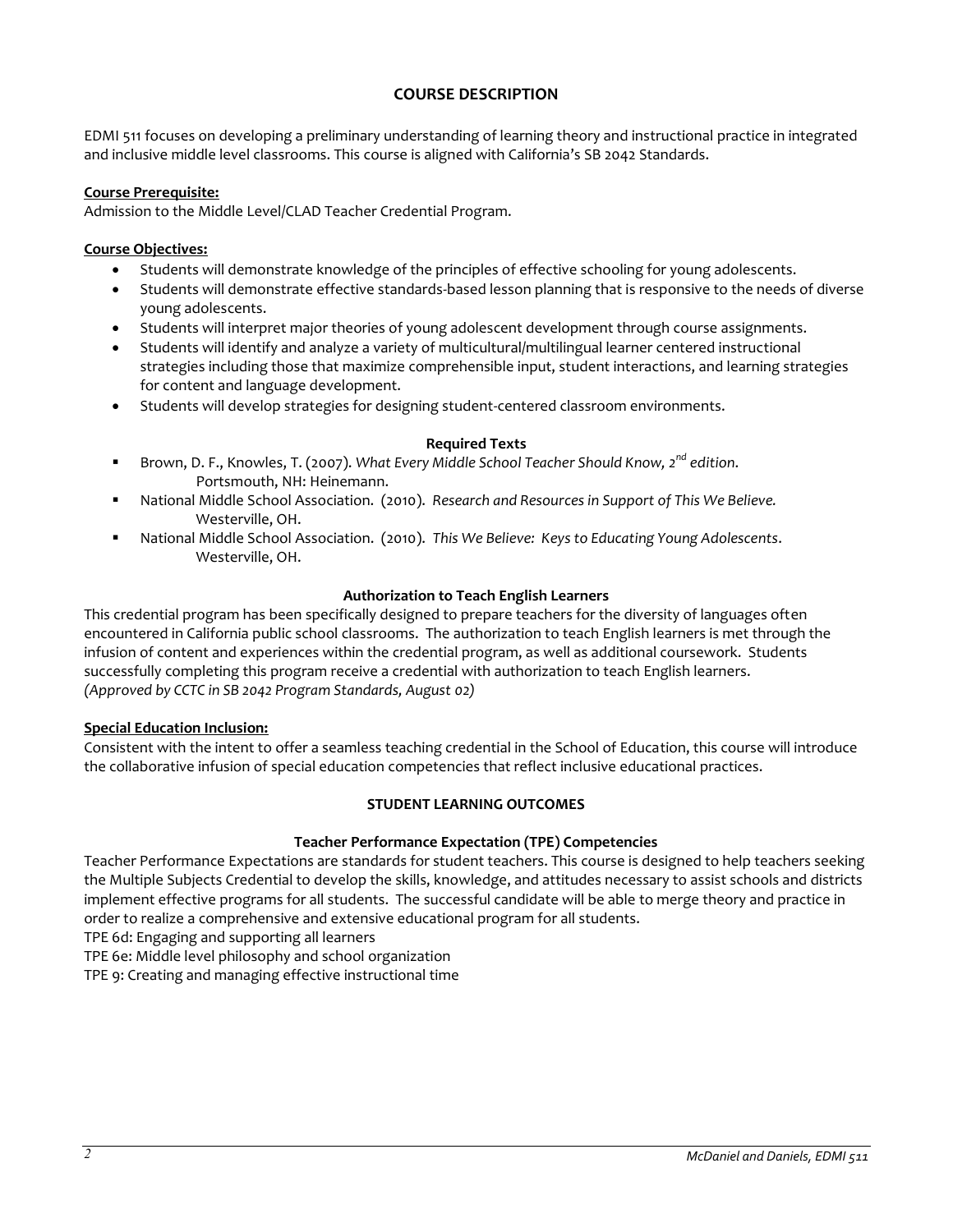## COURSE DESCRIPTION

EDMI 511 focuses on developing a preliminary understanding of learning theory and instructional practice in integrated and inclusive middle level classrooms. This course is aligned with California's SB 2042 Standards.

**Course Prerequisite:**
Admission to the Middle Level/CLAD Teacher Credential Program.

**Course Objectives:**

- Students will demonstrate knowledge of the principles of effective schooling for young adolescents.
- Students will demonstrate effective standards-based lesson planning that is responsive to the needs of diverse young adolescents.
- Students will interpret major theories of young adolescent development through course assignments.
- Students will identify and analyze a variety of multicultural/multilingual learner centered instructional strategies including those that maximize comprehensible input, student interactions, and learning strategies for content and language development.
- Students will develop strategies for designing student-centered classroom environments.

### Required Texts

- Brown, D. F., Knowles, T. (2007). *What Every Middle School Teacher Should Know, 2nd edition.* Portsmouth, NH: Heinemann.
- National Middle School Association. (2010). *Research and Resources in Support of This We Believe.* Westerville, OH.
- National Middle School Association. (2010). *This We Believe: Keys to Educating Young Adolescents*. Westerville, OH.

### Authorization to Teach English Learners

This credential program has been specifically designed to prepare teachers for the diversity of languages often encountered in California public school classrooms. The authorization to teach English learners is met through the infusion of content and experiences within the credential program, as well as additional coursework. Students successfully completing this program receive a credential with authorization to teach English learners.
*(Approved by CCTC in SB 2042 Program Standards, August 02)*

**Special Education Inclusion:**
Consistent with the intent to offer a seamless teaching credential in the School of Education, this course will introduce the collaborative infusion of special education competencies that reflect inclusive educational practices.

## STUDENT LEARNING OUTCOMES

### Teacher Performance Expectation (TPE) Competencies

Teacher Performance Expectations are standards for student teachers. This course is designed to help teachers seeking the Multiple Subjects Credential to develop the skills, knowledge, and attitudes necessary to assist schools and districts implement effective programs for all students. The successful candidate will be able to merge theory and practice in order to realize a comprehensive and extensive educational program for all students.
TPE 6d: Engaging and supporting all learners
TPE 6e: Middle level philosophy and school organization
TPE 9: Creating and managing effective instructional time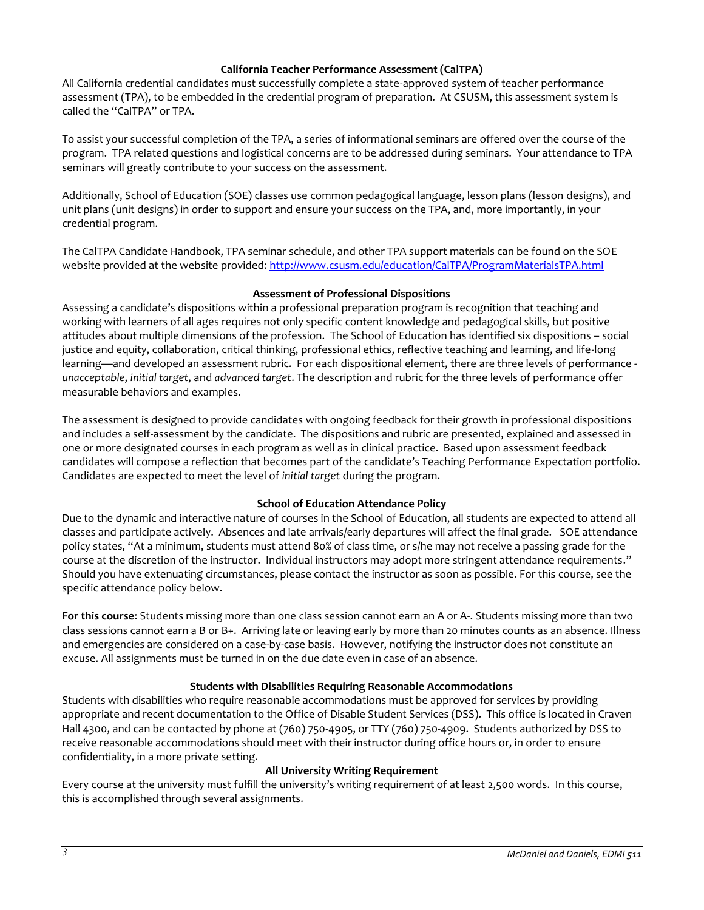## California Teacher Performance Assessment (CalTPA)

All California credential candidates must successfully complete a state-approved system of teacher performance assessment (TPA), to be embedded in the credential program of preparation. At CSUSM, this assessment system is called the "CalTPA" or TPA.

To assist your successful completion of the TPA, a series of informational seminars are offered over the course of the program. TPA related questions and logistical concerns are to be addressed during seminars. Your attendance to TPA seminars will greatly contribute to your success on the assessment.

Additionally, School of Education (SOE) classes use common pedagogical language, lesson plans (lesson designs), and unit plans (unit designs) in order to support and ensure your success on the TPA, and, more importantly, in your credential program.

The CalTPA Candidate Handbook, TPA seminar schedule, and other TPA support materials can be found on the SOE website provided at the website provided: http://www.csusm.edu/education/CalTPA/ProgramMaterialsTPA.html

## Assessment of Professional Dispositions

Assessing a candidate's dispositions within a professional preparation program is recognition that teaching and working with learners of all ages requires not only specific content knowledge and pedagogical skills, but positive attitudes about multiple dimensions of the profession. The School of Education has identified six dispositions – social justice and equity, collaboration, critical thinking, professional ethics, reflective teaching and learning, and life-long learning—and developed an assessment rubric. For each dispositional element, there are three levels of performance - *unacceptable*, *initial target*, and *advanced target*. The description and rubric for the three levels of performance offer measurable behaviors and examples.

The assessment is designed to provide candidates with ongoing feedback for their growth in professional dispositions and includes a self-assessment by the candidate. The dispositions and rubric are presented, explained and assessed in one or more designated courses in each program as well as in clinical practice. Based upon assessment feedback candidates will compose a reflection that becomes part of the candidate's Teaching Performance Expectation portfolio. Candidates are expected to meet the level of *initial target* during the program.

## School of Education Attendance Policy

Due to the dynamic and interactive nature of courses in the School of Education, all students are expected to attend all classes and participate actively. Absences and late arrivals/early departures will affect the final grade. SOE attendance policy states, "At a minimum, students must attend 80% of class time, or s/he may not receive a passing grade for the course at the discretion of the instructor. Individual instructors may adopt more stringent attendance requirements." Should you have extenuating circumstances, please contact the instructor as soon as possible. For this course, see the specific attendance policy below.

**For this course**: Students missing more than one class session cannot earn an A or A-. Students missing more than two class sessions cannot earn a B or B+. Arriving late or leaving early by more than 20 minutes counts as an absence. Illness and emergencies are considered on a case-by-case basis. However, notifying the instructor does not constitute an excuse. All assignments must be turned in on the due date even in case of an absence.

## Students with Disabilities Requiring Reasonable Accommodations

Students with disabilities who require reasonable accommodations must be approved for services by providing appropriate and recent documentation to the Office of Disable Student Services (DSS). This office is located in Craven Hall 4300, and can be contacted by phone at (760) 750-4905, or TTY (760) 750-4909. Students authorized by DSS to receive reasonable accommodations should meet with their instructor during office hours or, in order to ensure confidentiality, in a more private setting.

## All University Writing Requirement

Every course at the university must fulfill the university's writing requirement of at least 2,500 words. In this course, this is accomplished through several assignments.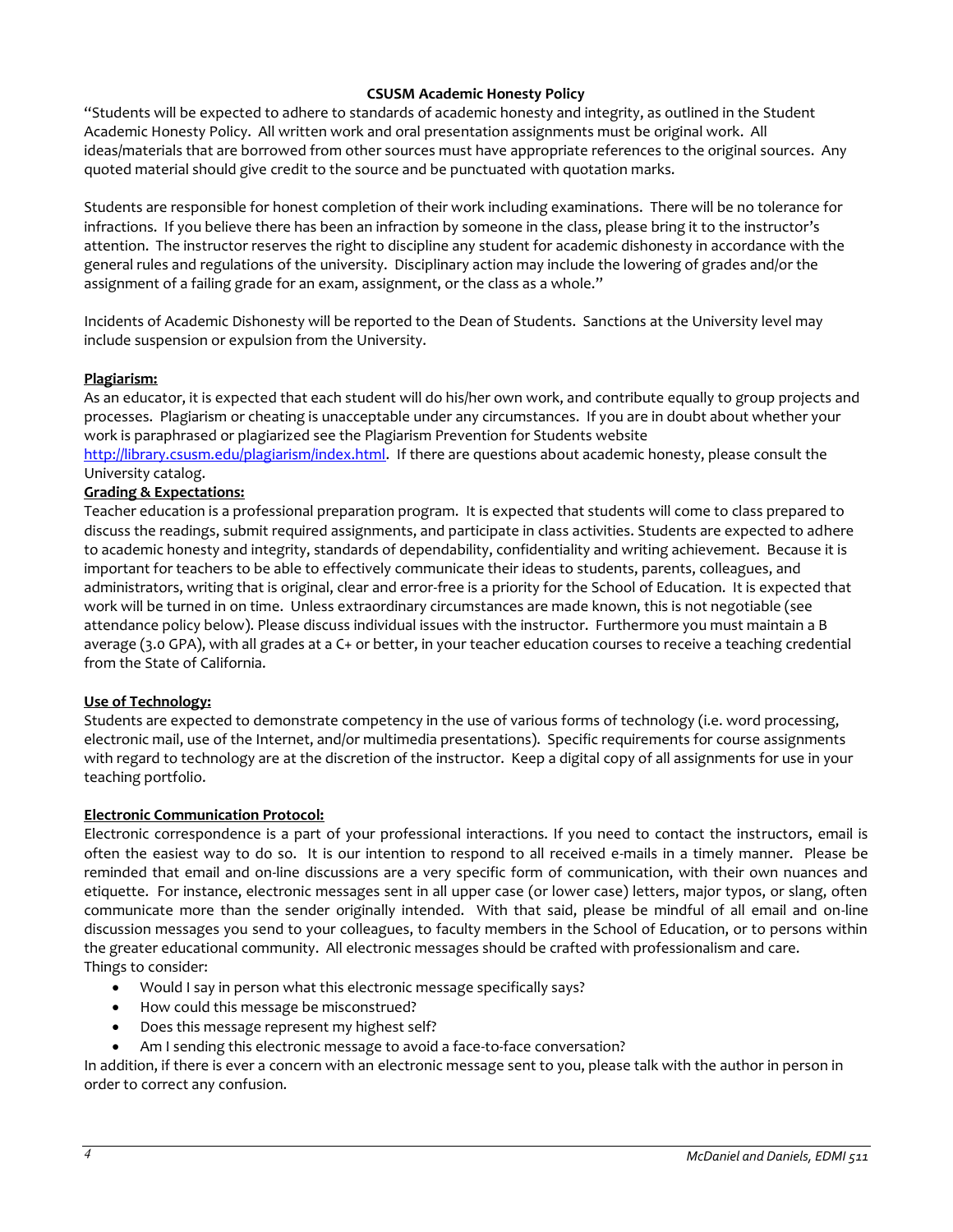**CSUSM Academic Honesty Policy**

"Students will be expected to adhere to standards of academic honesty and integrity, as outlined in the Student Academic Honesty Policy. All written work and oral presentation assignments must be original work. All ideas/materials that are borrowed from other sources must have appropriate references to the original sources. Any quoted material should give credit to the source and be punctuated with quotation marks.

Students are responsible for honest completion of their work including examinations. There will be no tolerance for infractions. If you believe there has been an infraction by someone in the class, please bring it to the instructor's attention. The instructor reserves the right to discipline any student for academic dishonesty in accordance with the general rules and regulations of the university. Disciplinary action may include the lowering of grades and/or the assignment of a failing grade for an exam, assignment, or the class as a whole."

Incidents of Academic Dishonesty will be reported to the Dean of Students. Sanctions at the University level may include suspension or expulsion from the University.

**Plagiarism:**

As an educator, it is expected that each student will do his/her own work, and contribute equally to group projects and processes. Plagiarism or cheating is unacceptable under any circumstances. If you are in doubt about whether your work is paraphrased or plagiarized see the Plagiarism Prevention for Students website http://library.csusm.edu/plagiarism/index.html. If there are questions about academic honesty, please consult the University catalog.

**Grading & Expectations:**

Teacher education is a professional preparation program. It is expected that students will come to class prepared to discuss the readings, submit required assignments, and participate in class activities. Students are expected to adhere to academic honesty and integrity, standards of dependability, confidentiality and writing achievement. Because it is important for teachers to be able to effectively communicate their ideas to students, parents, colleagues, and administrators, writing that is original, clear and error-free is a priority for the School of Education. It is expected that work will be turned in on time. Unless extraordinary circumstances are made known, this is not negotiable (see attendance policy below). Please discuss individual issues with the instructor. Furthermore you must maintain a B average (3.0 GPA), with all grades at a C+ or better, in your teacher education courses to receive a teaching credential from the State of California.

**Use of Technology:**

Students are expected to demonstrate competency in the use of various forms of technology (i.e. word processing, electronic mail, use of the Internet, and/or multimedia presentations). Specific requirements for course assignments with regard to technology are at the discretion of the instructor. Keep a digital copy of all assignments for use in your teaching portfolio.

**Electronic Communication Protocol:**

Electronic correspondence is a part of your professional interactions. If you need to contact the instructors, email is often the easiest way to do so. It is our intention to respond to all received e-mails in a timely manner. Please be reminded that email and on-line discussions are a very specific form of communication, with their own nuances and etiquette. For instance, electronic messages sent in all upper case (or lower case) letters, major typos, or slang, often communicate more than the sender originally intended. With that said, please be mindful of all email and on-line discussion messages you send to your colleagues, to faculty members in the School of Education, or to persons within the greater educational community. All electronic messages should be crafted with professionalism and care.

Things to consider:

- Would I say in person what this electronic message specifically says?
- How could this message be misconstrued?
- Does this message represent my highest self?
- Am I sending this electronic message to avoid a face-to-face conversation?

In addition, if there is ever a concern with an electronic message sent to you, please talk with the author in person in order to correct any confusion.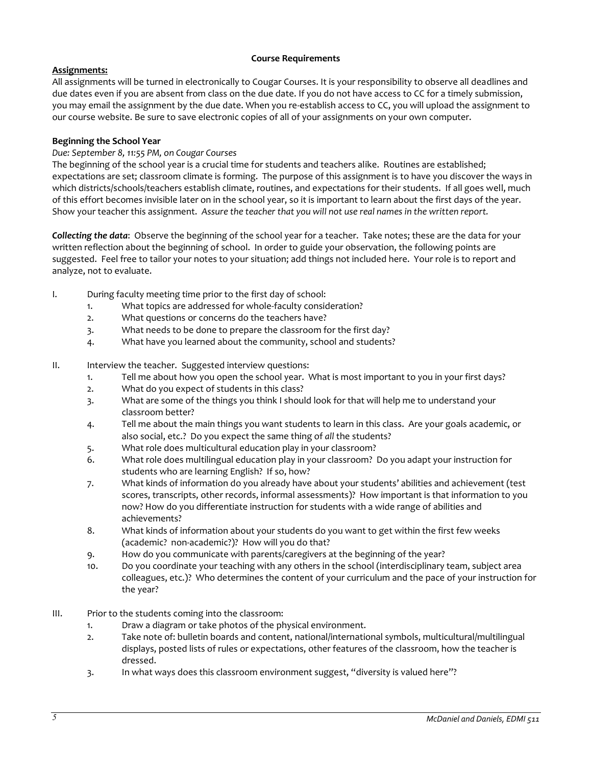## Course Requirements

**Assignments:**

All assignments will be turned in electronically to Cougar Courses. It is your responsibility to observe all deadlines and due dates even if you are absent from class on the due date. If you do not have access to CC for a timely submission, you may email the assignment by the due date. When you re-establish access to CC, you will upload the assignment to our course website. Be sure to save electronic copies of all of your assignments on your own computer.

### Beginning the School Year

*Due: September 8, 11:55 PM, on Cougar Courses*

The beginning of the school year is a crucial time for students and teachers alike. Routines are established; expectations are set; classroom climate is forming. The purpose of this assignment is to have you discover the ways in which districts/schools/teachers establish climate, routines, and expectations for their students. If all goes well, much of this effort becomes invisible later on in the school year, so it is important to learn about the first days of the year. Show your teacher this assignment. *Assure the teacher that you will not use real names in the written report.*

***Collecting the data***: Observe the beginning of the school year for a teacher. Take notes; these are the data for your written reflection about the beginning of school. In order to guide your observation, the following points are suggested. Feel free to tailor your notes to your situation; add things not included here. Your role is to report and analyze, not to evaluate.

I. During faculty meeting time prior to the first day of school:
   1. What topics are addressed for whole-faculty consideration?
   2. What questions or concerns do the teachers have?
   3. What needs to be done to prepare the classroom for the first day?
   4. What have you learned about the community, school and students?

II. Interview the teacher. Suggested interview questions:
   1. Tell me about how you open the school year. What is most important to you in your first days?
   2. What do you expect of students in this class?
   3. What are some of the things you think I should look for that will help me to understand your classroom better?
   4. Tell me about the main things you want students to learn in this class. Are your goals academic, or also social, etc.? Do you expect the same thing of *all* the students?
   5. What role does multicultural education play in your classroom?
   6. What role does multilingual education play in your classroom? Do you adapt your instruction for students who are learning English? If so, how?
   7. What kinds of information do you already have about your students' abilities and achievement (test scores, transcripts, other records, informal assessments)? How important is that information to you now? How do you differentiate instruction for students with a wide range of abilities and achievements?
   8. What kinds of information about your students do you want to get within the first few weeks (academic? non-academic?)? How will you do that?
   9. How do you communicate with parents/caregivers at the beginning of the year?
   10. Do you coordinate your teaching with any others in the school (interdisciplinary team, subject area colleagues, etc.)? Who determines the content of your curriculum and the pace of your instruction for the year?

III. Prior to the students coming into the classroom:
   1. Draw a diagram or take photos of the physical environment.
   2. Take note of: bulletin boards and content, national/international symbols, multicultural/multilingual displays, posted lists of rules or expectations, other features of the classroom, how the teacher is dressed.
   3. In what ways does this classroom environment suggest, "diversity is valued here"?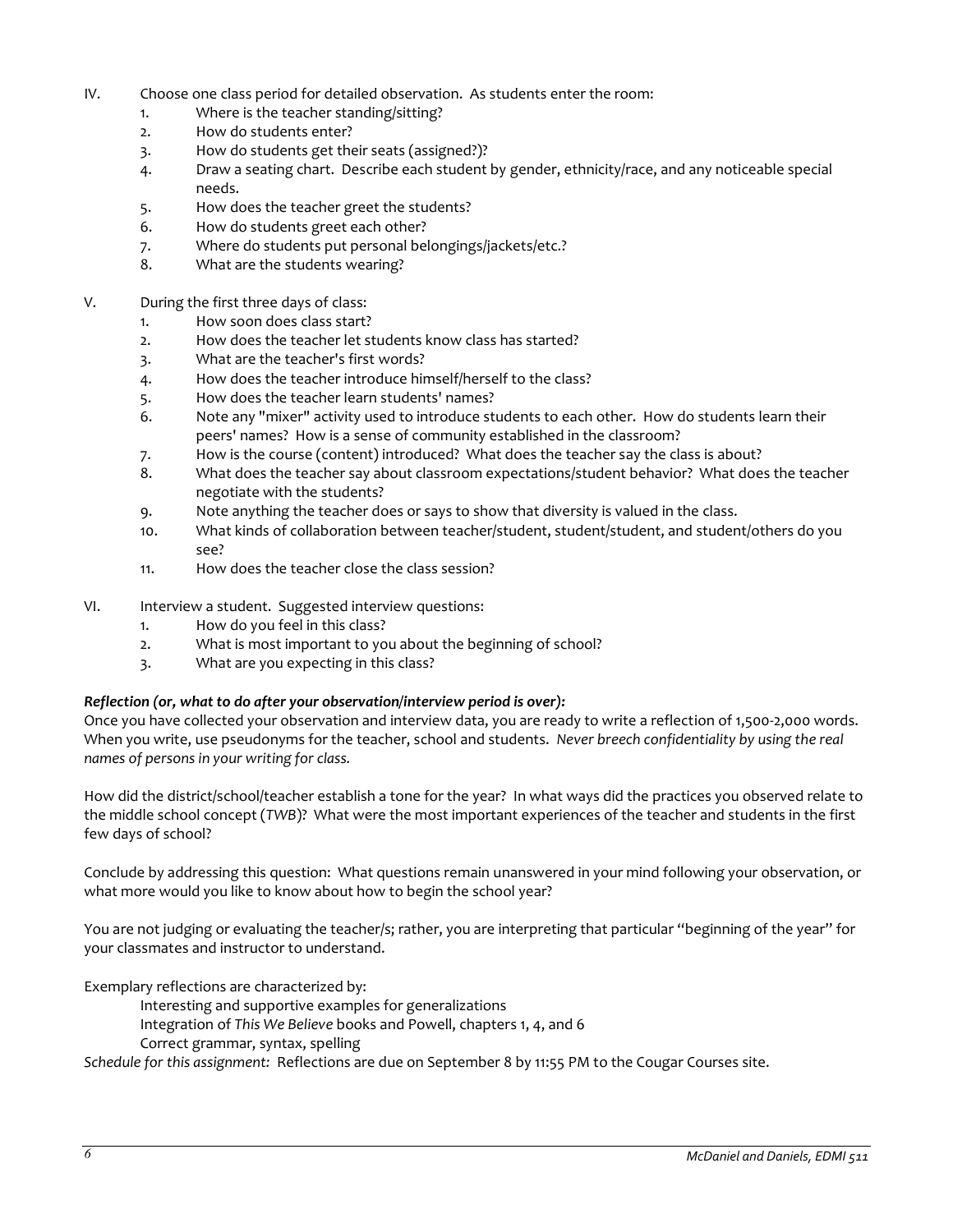IV. Choose one class period for detailed observation. As students enter the room:

1. Where is the teacher standing/sitting?
2. How do students enter?
3. How do students get their seats (assigned?)?
4. Draw a seating chart. Describe each student by gender, ethnicity/race, and any noticeable special needs.
5. How does the teacher greet the students?
6. How do students greet each other?
7. Where do students put personal belongings/jackets/etc.?
8. What are the students wearing?

V. During the first three days of class:

1. How soon does class start?
2. How does the teacher let students know class has started?
3. What are the teacher's first words?
4. How does the teacher introduce himself/herself to the class?
5. How does the teacher learn students' names?
6. Note any "mixer" activity used to introduce students to each other. How do students learn their peers' names? How is a sense of community established in the classroom?
7. How is the course (content) introduced? What does the teacher say the class is about?
8. What does the teacher say about classroom expectations/student behavior? What does the teacher negotiate with the students?
9. Note anything the teacher does or says to show that diversity is valued in the class.
10. What kinds of collaboration between teacher/student, student/student, and student/others do you see?
11. How does the teacher close the class session?

VI. Interview a student. Suggested interview questions:

1. How do you feel in this class?
2. What is most important to you about the beginning of school?
3. What are you expecting in this class?

***Reflection (or, what to do after your observation/interview period is over):***

Once you have collected your observation and interview data, you are ready to write a reflection of 1,500-2,000 words. When you write, use pseudonyms for the teacher, school and students. *Never breech confidentiality by using the real names of persons in your writing for class.*

How did the district/school/teacher establish a tone for the year? In what ways did the practices you observed relate to the middle school concept (*TWB*)? What were the most important experiences of the teacher and students in the first few days of school?

Conclude by addressing this question: What questions remain unanswered in your mind following your observation, or what more would you like to know about how to begin the school year?

You are not judging or evaluating the teacher/s; rather, you are interpreting that particular "beginning of the year" for your classmates and instructor to understand.

Exemplary reflections are characterized by:

Interesting and supportive examples for generalizations

Integration of *This We Believe* books and Powell, chapters 1, 4, and 6

Correct grammar, syntax, spelling

*Schedule for this assignment:* Reflections are due on September 8 by 11:55 PM to the Cougar Courses site.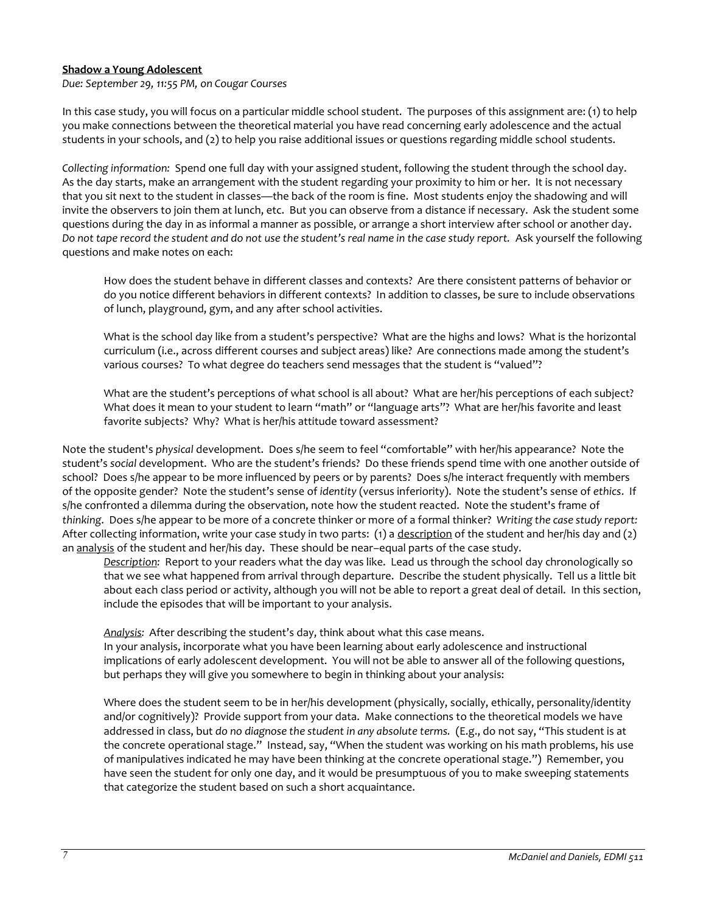**Shadow a Young Adolescent**

*Due: September 29, 11:55 PM, on Cougar Courses*

In this case study, you will focus on a particular middle school student. The purposes of this assignment are: (1) to help you make connections between the theoretical material you have read concerning early adolescence and the actual students in your schools, and (2) to help you raise additional issues or questions regarding middle school students.

*Collecting information:* Spend one full day with your assigned student, following the student through the school day. As the day starts, make an arrangement with the student regarding your proximity to him or her. It is not necessary that you sit next to the student in classes—the back of the room is fine. Most students enjoy the shadowing and will invite the observers to join them at lunch, etc. But you can observe from a distance if necessary. Ask the student some questions during the day in as informal a manner as possible, or arrange a short interview after school or another day. *Do not tape record the student and do not use the student's real name in the case study report.* Ask yourself the following questions and make notes on each:

> How does the student behave in different classes and contexts? Are there consistent patterns of behavior or do you notice different behaviors in different contexts? In addition to classes, be sure to include observations of lunch, playground, gym, and any after school activities.
>
> What is the school day like from a student's perspective? What are the highs and lows? What is the horizontal curriculum (i.e., across different courses and subject areas) like? Are connections made among the student's various courses? To what degree do teachers send messages that the student is "valued"?
>
> What are the student's perceptions of what school is all about? What are her/his perceptions of each subject? What does it mean to your student to learn "math" or "language arts"? What are her/his favorite and least favorite subjects? Why? What is her/his attitude toward assessment?

Note the student's *physical* development. Does s/he seem to feel "comfortable" with her/his appearance? Note the student's *social* development. Who are the student's friends? Do these friends spend time with one another outside of school? Does s/he appear to be more influenced by peers or by parents? Does s/he interact frequently with members of the opposite gender? Note the student's sense of *identity* (versus inferiority). Note the student's sense of *ethics*. If s/he confronted a dilemma during the observation, note how the student reacted. Note the student's frame of *thinking*. Does s/he appear to be more of a concrete thinker or more of a formal thinker? *Writing the case study report:* After collecting information, write your case study in two parts: (1) a description of the student and her/his day and (2) an analysis of the student and her/his day. These should be near–equal parts of the case study.

> *Description:* Report to your readers what the day was like. Lead us through the school day chronologically so that we see what happened from arrival through departure. Describe the student physically. Tell us a little bit about each class period or activity, although you will not be able to report a great deal of detail. In this section, include the episodes that will be important to your analysis.
>
> *Analysis:* After describing the student's day, think about what this case means.
> In your analysis, incorporate what you have been learning about early adolescence and instructional implications of early adolescent development. You will not be able to answer all of the following questions, but perhaps they will give you somewhere to begin in thinking about your analysis:
>
> Where does the student seem to be in her/his development (physically, socially, ethically, personality/identity and/or cognitively)? Provide support from your data. Make connections to the theoretical models we have addressed in class, but *do no diagnose the student in any absolute terms.* (E.g., do not say, "This student is at the concrete operational stage." Instead, say, "When the student was working on his math problems, his use of manipulatives indicated he may have been thinking at the concrete operational stage.") Remember, you have seen the student for only one day, and it would be presumptuous of you to make sweeping statements that categorize the student based on such a short acquaintance.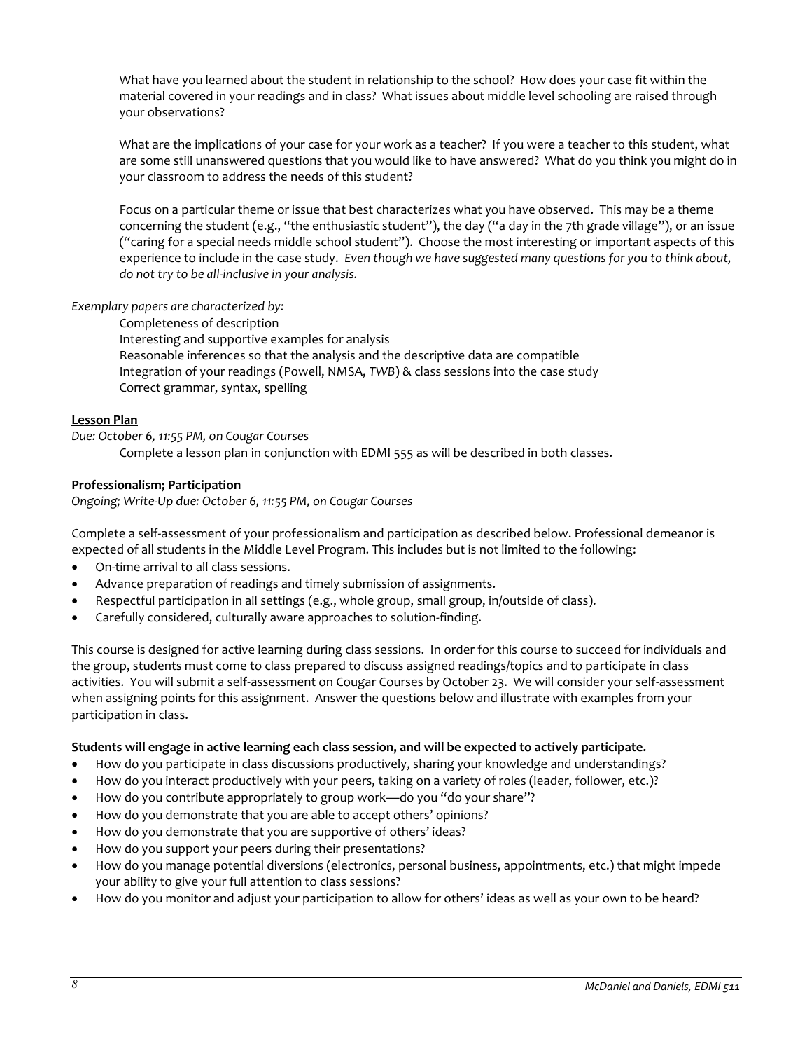What have you learned about the student in relationship to the school? How does your case fit within the material covered in your readings and in class? What issues about middle level schooling are raised through your observations?

What are the implications of your case for your work as a teacher? If you were a teacher to this student, what are some still unanswered questions that you would like to have answered? What do you think you might do in your classroom to address the needs of this student?

Focus on a particular theme or issue that best characterizes what you have observed. This may be a theme concerning the student (e.g., "the enthusiastic student"), the day ("a day in the 7th grade village"), or an issue ("caring for a special needs middle school student"). Choose the most interesting or important aspects of this experience to include in the case study. *Even though we have suggested many questions for you to think about, do not try to be all-inclusive in your analysis.*

*Exemplary papers are characterized by:*

Completeness of description
Interesting and supportive examples for analysis
Reasonable inferences so that the analysis and the descriptive data are compatible
Integration of your readings (Powell, NMSA, *TWB*) & class sessions into the case study
Correct grammar, syntax, spelling

**Lesson Plan**

*Due: October 6, 11:55 PM, on Cougar Courses*

Complete a lesson plan in conjunction with EDMI 555 as will be described in both classes.

**Professionalism; Participation**

*Ongoing; Write-Up due: October 6, 11:55 PM, on Cougar Courses*

Complete a self-assessment of your professionalism and participation as described below. Professional demeanor is expected of all students in the Middle Level Program. This includes but is not limited to the following:

- On-time arrival to all class sessions.
- Advance preparation of readings and timely submission of assignments.
- Respectful participation in all settings (e.g., whole group, small group, in/outside of class).
- Carefully considered, culturally aware approaches to solution-finding.

This course is designed for active learning during class sessions. In order for this course to succeed for individuals and the group, students must come to class prepared to discuss assigned readings/topics and to participate in class activities. You will submit a self-assessment on Cougar Courses by October 23. We will consider your self-assessment when assigning points for this assignment. Answer the questions below and illustrate with examples from your participation in class.

**Students will engage in active learning each class session, and will be expected to actively participate.**

- How do you participate in class discussions productively, sharing your knowledge and understandings?
- How do you interact productively with your peers, taking on a variety of roles (leader, follower, etc.)?
- How do you contribute appropriately to group work—do you "do your share"?
- How do you demonstrate that you are able to accept others' opinions?
- How do you demonstrate that you are supportive of others' ideas?
- How do you support your peers during their presentations?
- How do you manage potential diversions (electronics, personal business, appointments, etc.) that might impede your ability to give your full attention to class sessions?
- How do you monitor and adjust your participation to allow for others' ideas as well as your own to be heard?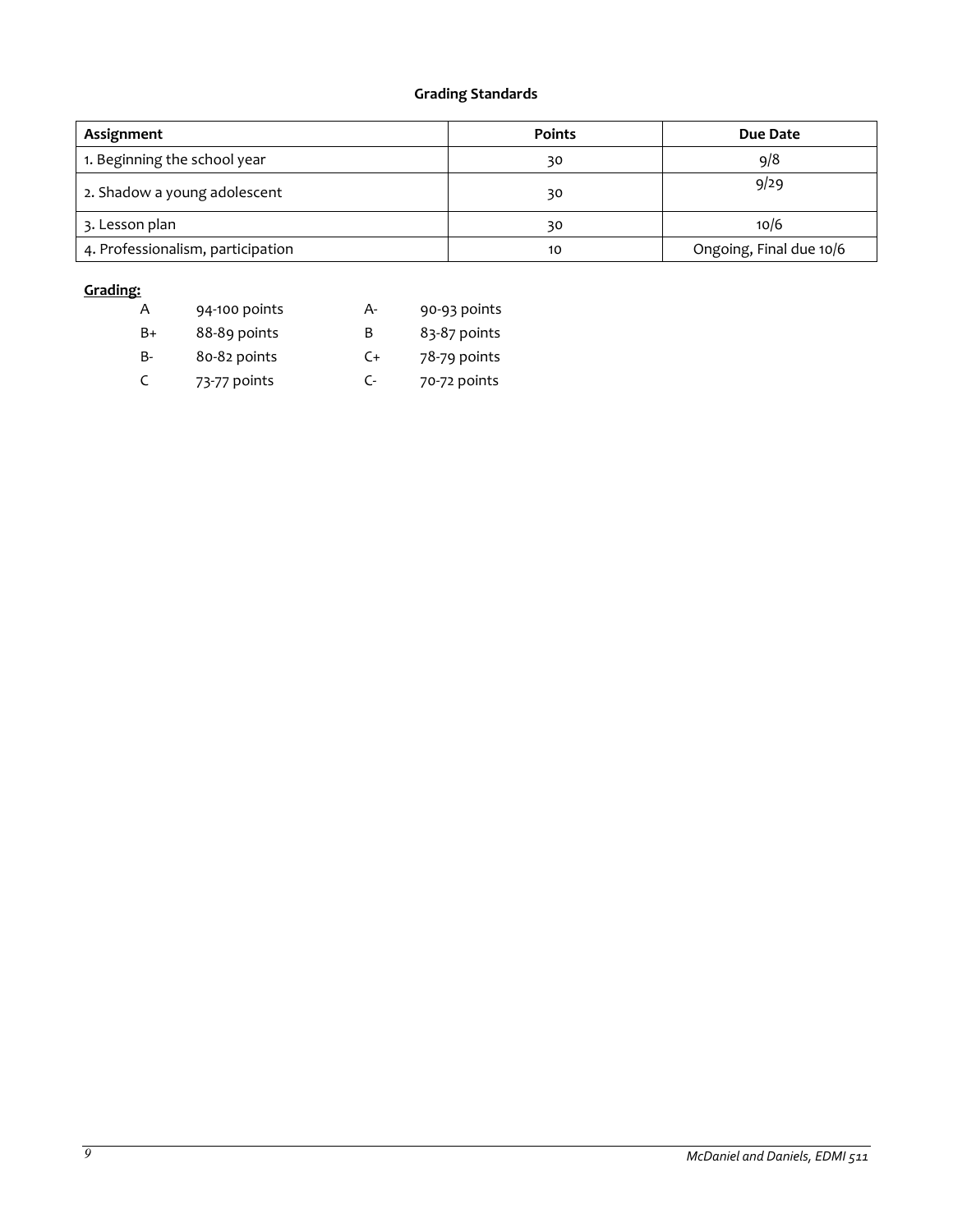## Grading Standards

| Assignment | Points | Due Date |
|---|---|---|
| 1. Beginning the school year | 30 | 9/8 |
| 2. Shadow a young adolescent | 30 | 9/29 |
| 3. Lesson plan | 30 | 10/6 |
| 4. Professionalism, participation | 10 | Ongoing, Final due 10/6 |

**Grading:**

| | | | |
|---|---|---|---|
| A | 94-100 points | A- | 90-93 points |
| B+ | 88-89 points | B | 83-87 points |
| B- | 80-82 points | C+ | 78-79 points |
| C | 73-77 points | C- | 70-72 points |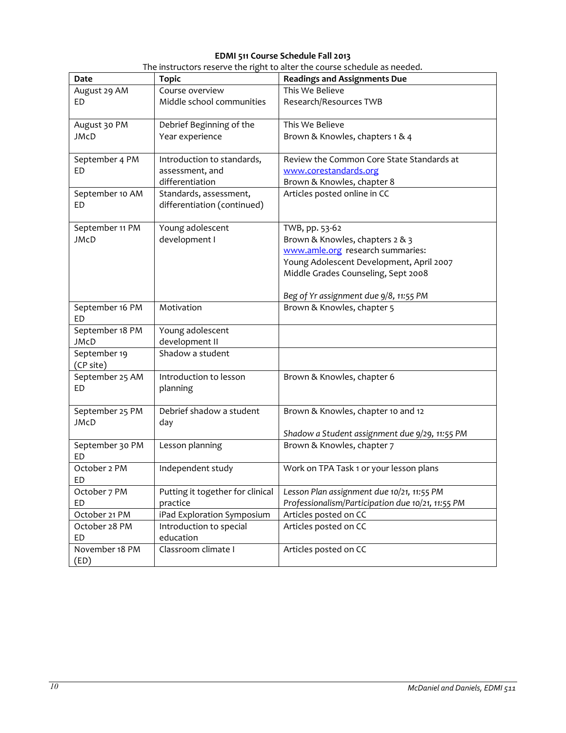**EDMI 511 Course Schedule Fall 2013**

The instructors reserve the right to alter the course schedule as needed.

| Date | Topic | Readings and Assignments Due |
|---|---|---|
| August 29 AM<br>ED | Course overview<br>Middle school communities | This We Believe<br>Research/Resources TWB |
| August 30 PM<br>JMcD | Debrief Beginning of the Year experience | This We Believe<br>Brown & Knowles, chapters 1 & 4 |
| September 4 PM<br>ED | Introduction to standards, assessment, and differentiation | Review the Common Core State Standards at www.corestandards.org<br>Brown & Knowles, chapter 8 |
| September 10 AM<br>ED | Standards, assessment, differentiation (continued) | Articles posted online in CC |
| September 11 PM<br>JMcD | Young adolescent development I | TWB, pp. 53-62<br>Brown & Knowles, chapters 2 & 3<br>www.amle.org research summaries:<br>Young Adolescent Development, April 2007<br>Middle Grades Counseling, Sept 2008<br><br>*Beg of Yr assignment due 9/8, 11:55 PM* |
| September 16 PM<br>ED | Motivation | Brown & Knowles, chapter 5 |
| September 18 PM<br>JMcD | Young adolescent development II | |
| September 19<br>(CP site) | Shadow a student | |
| September 25 AM<br>ED | Introduction to lesson planning | Brown & Knowles, chapter 6 |
| September 25 PM<br>JMcD | Debrief shadow a student day | Brown & Knowles, chapter 10 and 12<br><br>*Shadow a Student assignment due 9/29, 11:55 PM* |
| September 30 PM<br>ED | Lesson planning | Brown & Knowles, chapter 7 |
| October 2 PM<br>ED | Independent study | Work on TPA Task 1 or your lesson plans |
| October 7 PM<br>ED | Putting it together for clinical practice | *Lesson Plan assignment due 10/21, 11:55 PM*<br>*Professionalism/Participation due 10/21, 11:55 PM* |
| October 21 PM | iPad Exploration Symposium | Articles posted on CC |
| October 28 PM<br>ED | Introduction to special education | Articles posted on CC |
| November 18 PM<br>(ED) | Classroom climate I | Articles posted on CC |